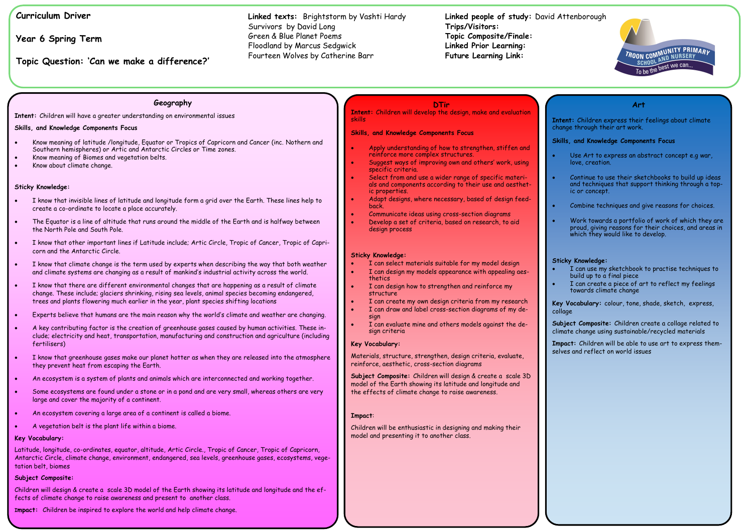**Curriculum Driver**

**Year 6 Spring Term**

**Topic Question: 'Can we make a difference?'**

**Linked texts:** Brightstorm by Vashti Hardy
Survivors by David Long
Green & Blue Planet Poems
Floodland by Marcus Sedgwick
Fourteen Wolves by Catherine Barr

**Linked people of study:** David Attenborough
**Trips/Visitors:**
**Topic Composite/Finale:**
**Linked Prior Learning:**
**Future Learning Link:**

TROON COMMUNITY PRIMARY SCHOOL AND NURSERY
To be the best we can...

## Geography

**Intent:** Children will have a greater understanding on environmental issues

**Skills, and Knowledge Components Focus**

- Know meaning of latitude /longitude, Equator or Tropics of Capricorn and Cancer (inc. Nothern and Southern hemispheres) or Artic and Antarctic Circles or Time zones.
- Know meaning of Biomes and vegetation belts.
- Know about climate change.

**Sticky Knowledge:**

- I know that invisible lines of latitude and longitude form a grid over the Earth. These lines help to create a co-ordinate to locate a place accurately.
- The Equator is a line of altitude that runs around the middle of the Earth and is halfway between the North Pole and South Pole.
- I know that other important lines if Latitude include; Artic Circle, Tropic of Cancer, Tropic of Capricorn and the Antarctic Circle.
- I know that climate change is the term used by experts when describing the way that both weather and climate systems are changing as a result of mankind's industrial activity across the world.
- I know that there are different environmental changes that are happening as a result of climate change. These include; glaciers shrinking, rising sea levels, animal species becoming endangered, trees and plants flowering much earlier in the year, plant species shifting locations
- Experts believe that humans are the main reason why the world's climate and weather are changing.
- A key contributing factor is the creation of greenhouse gases caused by human activities. These include; electricity and heat, transportation, manufacturing and construction and agriculture (including fertilisers)
- I know that greenhouse gases make our planet hotter as when they are released into the atmosphere they prevent heat from escaping the Earth.
- An ecosystem is a system of plants and animals which are interconnected and working together.
- Some ecosystems are found under a stone or in a pond and are very small, whereas others are very large and cover the majority of a continent.
- An ecosystem covering a large area of a continent is called a biome.
- A vegetation belt is the plant life within a biome.

**Key Vocabulary:**

Latitude, longitude, co-ordinates, equator, altitude, Artic Circle., Tropic of Cancer, Tropic of Capricorn, Antarctic Circle, climate change, environment, endangered, sea levels, greenhouse gases, ecosystems, vegetation belt, biomes

**Subject Composite:**

Children will design & create a scale 3D model of the Earth showing its latitude and longitude and the effects of climate change to raise awareness and present to another class.

**Impact:** Children be inspired to explore the world and help climate change.

## DTir

**Intent:** Children will develop the design, make and evaluation skills

**Skills, and Knowledge Components Focus**

- Apply understanding of how to strengthen, stiffen and reinforce more complex structures.
- Suggest ways of improving own and others' work, using specific criteria.
- Select from and use a wider range of specific materials and components according to their use and aesthetic properties.
- Adapt designs, where necessary, based of design feedback.
- Communicate ideas using cross-section diagrams
- Develop a set of criteria, based on research, to aid design process

**Sticky Knowledge:**

- I can select materials suitable for my model design
- I can design my models appearance with appealing aesthetics
- I can design how to strengthen and reinforce my structure
- I can create my own design criteria from my research
- I can draw and label cross-section diagrams of my design
- I can evaluate mine and others models against the design criteria

**Key Vocabulary:**

Materials, structure, strengthen, design criteria, evaluate, reinforce, aesthetic, cross-section diagrams

**Subject Composite:** Children will design & create a scale 3D model of the Earth showing its latitude and longitude and the effects of climate change to raise awareness.

**Impact**:

Children will be enthusiastic in designing and making their model and presenting it to another class.

## Art

**Intent:** Children express their feelings about climate change through their art work.

**Skills, and Knowledge Components Focus**

- Use Art to express an abstract concept e.g war, love, creation.
- Continue to use their sketchbooks to build up ideas and techniques that support thinking through a topic or concept.
- Combine techniques and give reasons for choices.
- Work towards a portfolio of work of which they are proud, giving reasons for their choices, and areas in which they would like to develop.

**Sticky Knowledge:**

- I can use my sketchbook to practise techniques to build up to a final piece
- I can create a piece of art to reflect my feelings towards climate change

**Key Vocabulary:** colour, tone, shade, sketch, express, collage

**Subject Composite:** Children create a collage related to climate change using sustainable/recycled materials

**Impact:** Children will be able to use art to express themselves and reflect on world issues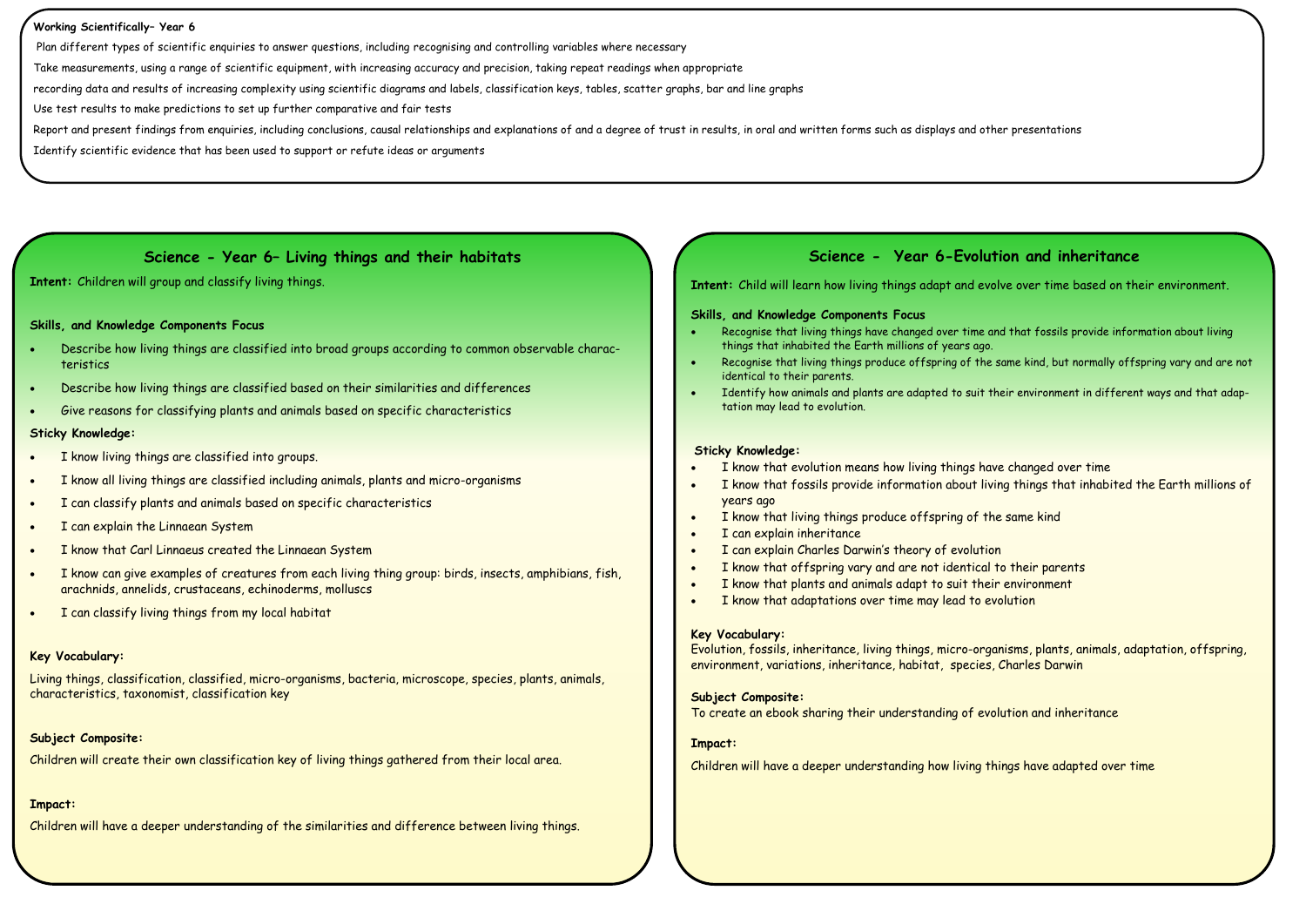**Working Scientifically– Year 6**

Plan different types of scientific enquiries to answer questions, including recognising and controlling variables where necessary

Take measurements, using a range of scientific equipment, with increasing accuracy and precision, taking repeat readings when appropriate

recording data and results of increasing complexity using scientific diagrams and labels, classification keys, tables, scatter graphs, bar and line graphs

Use test results to make predictions to set up further comparative and fair tests

Report and present findings from enquiries, including conclusions, causal relationships and explanations of and a degree of trust in results, in oral and written forms such as displays and other presentations

Identify scientific evidence that has been used to support or refute ideas or arguments

## Science - Year 6– Living things and their habitats

**Intent:** Children will group and classify living things.

**Skills, and Knowledge Components Focus**

- Describe how living things are classified into broad groups according to common observable characteristics
- Describe how living things are classified based on their similarities and differences
- Give reasons for classifying plants and animals based on specific characteristics

**Sticky Knowledge:**

- I know living things are classified into groups.
- I know all living things are classified including animals, plants and micro-organisms
- I can classify plants and animals based on specific characteristics
- I can explain the Linnaean System
- I know that Carl Linnaeus created the Linnaean System
- I know can give examples of creatures from each living thing group: birds, insects, amphibians, fish, arachnids, annelids, crustaceans, echinoderms, molluscs
- I can classify living things from my local habitat

**Key Vocabulary:**

Living things, classification, classified, micro-organisms, bacteria, microscope, species, plants, animals, characteristics, taxonomist, classification key

**Subject Composite:**

Children will create their own classification key of living things gathered from their local area.

**Impact:**

Children will have a deeper understanding of the similarities and difference between living things.

## Science - Year 6-Evolution and inheritance

**Intent:** Child will learn how living things adapt and evolve over time based on their environment.

**Skills, and Knowledge Components Focus**

- Recognise that living things have changed over time and that fossils provide information about living things that inhabited the Earth millions of years ago.
- Recognise that living things produce offspring of the same kind, but normally offspring vary and are not identical to their parents.
- Identify how animals and plants are adapted to suit their environment in different ways and that adaptation may lead to evolution.

**Sticky Knowledge:**

- I know that evolution means how living things have changed over time
- I know that fossils provide information about living things that inhabited the Earth millions of years ago
- I know that living things produce offspring of the same kind
- I can explain inheritance
- I can explain Charles Darwin's theory of evolution
- I know that offspring vary and are not identical to their parents
- I know that plants and animals adapt to suit their environment
- I know that adaptations over time may lead to evolution

**Key Vocabulary:**

Evolution, fossils, inheritance, living things, micro-organisms, plants, animals, adaptation, offspring, environment, variations, inheritance, habitat, species, Charles Darwin

**Subject Composite:**

To create an ebook sharing their understanding of evolution and inheritance

**Impact:**

Children will have a deeper understanding how living things have adapted over time